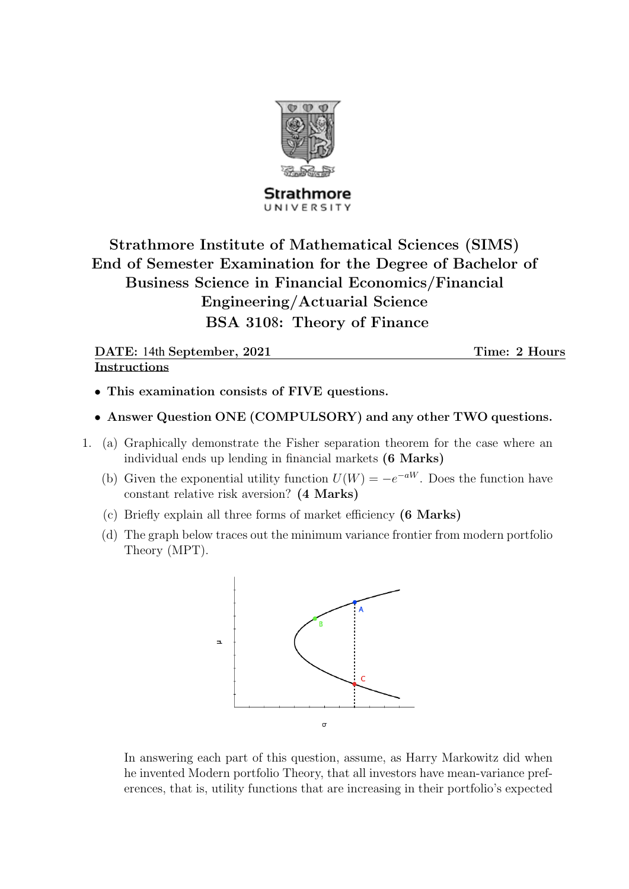Strathmore UNIVERSITY

# Strathmore Institute of Mathematical Sciences (SIMS) End of Semester Examination for the Degree of Bachelor of Business Science in Financial Economics/Financial Engineering/Actuarial Science

## BSA 3108: Theory of Finance

**DATE:** 14th **September, 2021** **Time: 2 Hours**

**Instructions**

- **This examination consists of FIVE questions.**
- **Answer Question ONE (COMPULSORY) and any other TWO questions.**

1. (a) Graphically demonstrate the Fisher separation theorem for the case where an individual ends up lending in financial markets **(6 Marks)**

   (b) Given the exponential utility function $U(W) = -e^{-aW}$. Does the function have constant relative risk aversion? **(4 Marks)**

   (c) Briefly explain all three forms of market efficiency **(6 Marks)**

   (d) The graph below traces out the minimum variance frontier from modern portfolio Theory (MPT).

   In answering each part of this question, assume, as Harry Markowitz did when he invented Modern portfolio Theory, that all investors have mean-variance preferences, that is, utility functions that are increasing in their portfolio's expected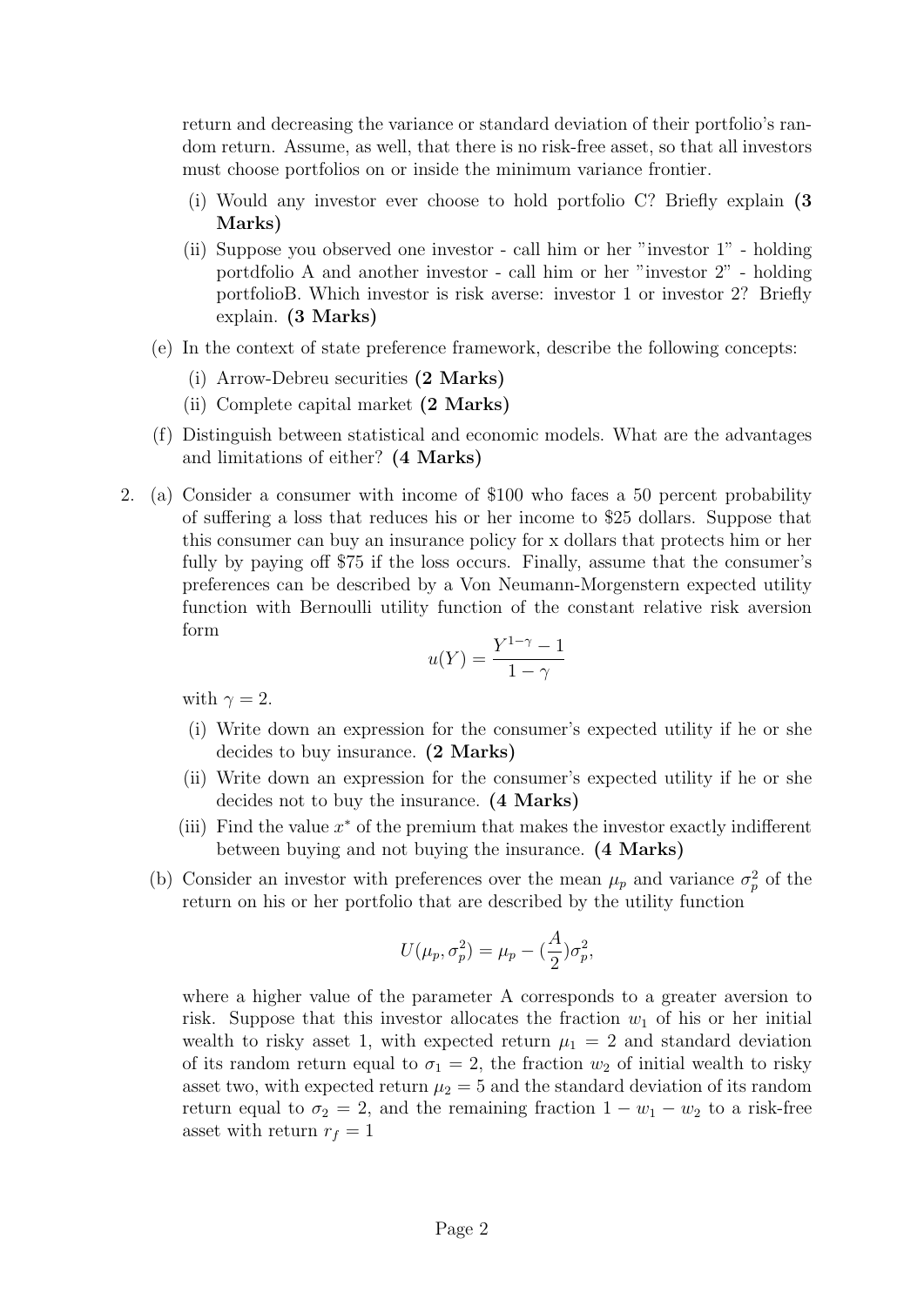return and decreasing the variance or standard deviation of their portfolio's random return. Assume, as well, that there is no risk-free asset, so that all investors must choose portfolios on or inside the minimum variance frontier.

(i) Would any investor ever choose to hold portfolio C? Briefly explain **(3 Marks)**

(ii) Suppose you observed one investor - call him or her "investor 1" - holding portdfolio A and another investor - call him or her "investor 2" - holding portfolioB. Which investor is risk averse: investor 1 or investor 2? Briefly explain. **(3 Marks)**

(e) In the context of state preference framework, describe the following concepts:

(i) Arrow-Debreu securities **(2 Marks)**

(ii) Complete capital market **(2 Marks)**

(f) Distinguish between statistical and economic models. What are the advantages and limitations of either? **(4 Marks)**

2. (a) Consider a consumer with income of \$100 who faces a 50 percent probability of suffering a loss that reduces his or her income to \$25 dollars. Suppose that this consumer can buy an insurance policy for x dollars that protects him or her fully by paying off \$75 if the loss occurs. Finally, assume that the consumer's preferences can be described by a Von Neumann-Morgenstern expected utility function with Bernoulli utility function of the constant relative risk aversion form

$$u(Y) = \frac{Y^{1-\gamma} - 1}{1 - \gamma}$$

with $\gamma = 2$.

(i) Write down an expression for the consumer's expected utility if he or she decides to buy insurance. **(2 Marks)**

(ii) Write down an expression for the consumer's expected utility if he or she decides not to buy the insurance. **(4 Marks)**

(iii) Find the value $x^*$ of the premium that makes the investor exactly indifferent between buying and not buying the insurance. **(4 Marks)**

(b) Consider an investor with preferences over the mean $\mu_p$ and variance $\sigma_p^2$ of the return on his or her portfolio that are described by the utility function

$$U(\mu_p, \sigma_p^2) = \mu_p - (\frac{A}{2})\sigma_p^2,$$

where a higher value of the parameter A corresponds to a greater aversion to risk. Suppose that this investor allocates the fraction $w_1$ of his or her initial wealth to risky asset 1, with expected return $\mu_1 = 2$ and standard deviation of its random return equal to $\sigma_1 = 2$, the fraction $w_2$ of initial wealth to risky asset two, with expected return $\mu_2 = 5$ and the standard deviation of its random return equal to $\sigma_2 = 2$, and the remaining fraction $1 - w_1 - w_2$ to a risk-free asset with return $r_f = 1$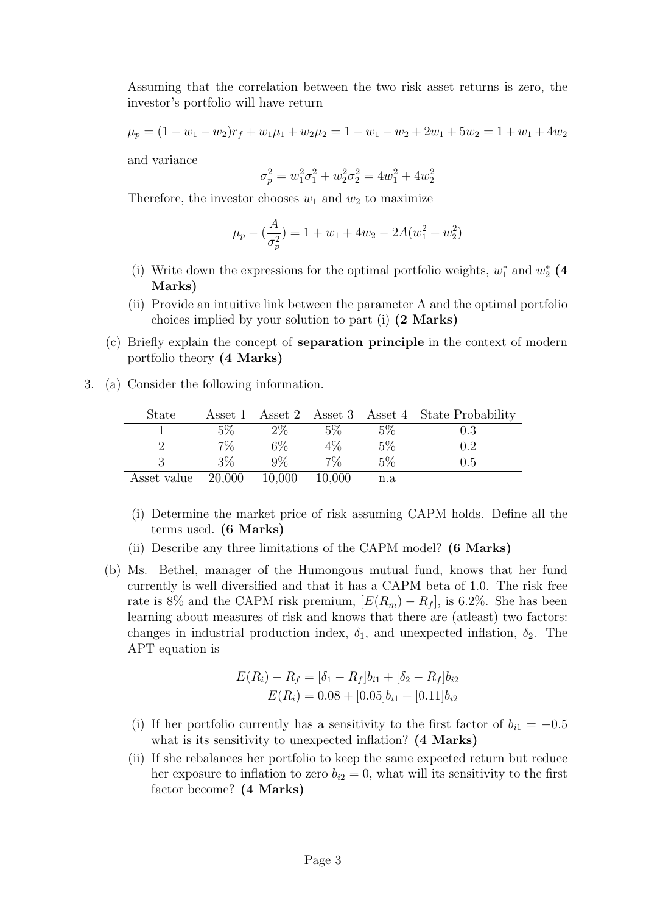Assuming that the correlation between the two risk asset returns is zero, the investor's portfolio will have return

$$\mu_p = (1 - w_1 - w_2)r_f + w_1\mu_1 + w_2\mu_2 = 1 - w_1 - w_2 + 2w_1 + 5w_2 = 1 + w_1 + 4w_2$$

and variance

$$\sigma_p^2 = w_1^2\sigma_1^2 + w_2^2\sigma_2^2 = 4w_1^2 + 4w_2^2$$

Therefore, the investor chooses $w_1$ and $w_2$ to maximize

$$\mu_p - (\frac{A}{\sigma_p^2}) = 1 + w_1 + 4w_2 - 2A(w_1^2 + w_2^2)$$

(i) Write down the expressions for the optimal portfolio weights, $w_1^*$ and $w_2^*$ **(4 Marks)**

(ii) Provide an intuitive link between the parameter A and the optimal portfolio choices implied by your solution to part (i) **(2 Marks)**

(c) Briefly explain the concept of **separation principle** in the context of modern portfolio theory **(4 Marks)**

3. (a) Consider the following information.

| State | Asset 1 | Asset 2 | Asset 3 | Asset 4 | State Probability |
|---|---|---|---|---|---|
| 1 | 5% | 2% | 5% | 5% | 0.3 |
| 2 | 7% | 6% | 4% | 5% | 0.2 |
| 3 | 3% | 9% | 7% | 5% | 0.5 |
| Asset value | 20,000 | 10,000 | 10,000 | n.a | |

(i) Determine the market price of risk assuming CAPM holds. Define all the terms used. **(6 Marks)**

(ii) Describe any three limitations of the CAPM model? **(6 Marks)**

(b) Ms. Bethel, manager of the Humongous mutual fund, knows that her fund currently is well diversified and that it has a CAPM beta of 1.0. The risk free rate is 8% and the CAPM risk premium, $[E(R_m) - R_f]$, is 6.2%. She has been learning about measures of risk and knows that there are (atleast) two factors: changes in industrial production index, $\overline{\delta_1}$, and unexpected inflation, $\overline{\delta_2}$. The APT equation is

$$E(R_i) - R_f = [\overline{\delta_1} - R_f]b_{i1} + [\overline{\delta_2} - R_f]b_{i2}$$
$$E(R_i) = 0.08 + [0.05]b_{i1} + [0.11]b_{i2}$$

(i) If her portfolio currently has a sensitivity to the first factor of $b_{i1} = -0.5$ what is its sensitivity to unexpected inflation? **(4 Marks)**

(ii) If she rebalances her portfolio to keep the same expected return but reduce her exposure to inflation to zero $b_{i2} = 0$, what will its sensitivity to the first factor become? **(4 Marks)**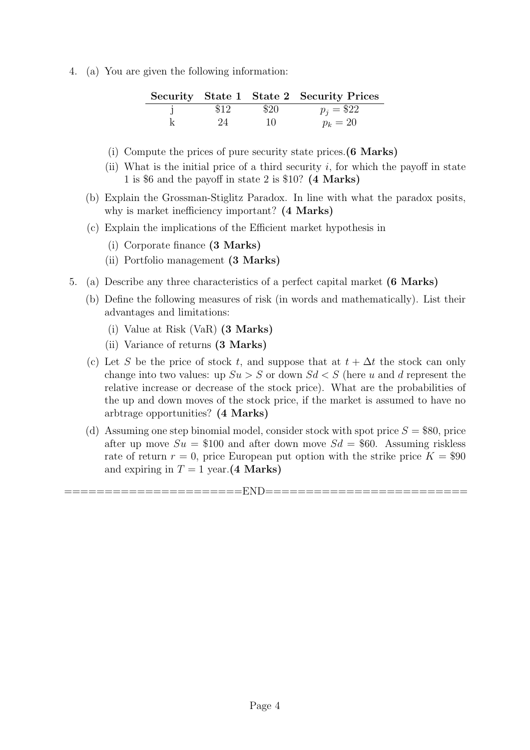4. (a) You are given the following information:

| Security | State 1 | State 2 | Security Prices |
|---|---|---|---|
| j | \$12 | \$20 | $p_j = \$22$ |
| k | 24 | 10 | $p_k = 20$ |

   (i) Compute the prices of pure security state prices. **(6 Marks)**

   (ii) What is the initial price of a third security $i$, for which the payoff in state 1 is \$6 and the payoff in state 2 is \$10? **(4 Marks)**

   (b) Explain the Grossman-Stiglitz Paradox. In line with what the paradox posits, why is market inefficiency important? **(4 Marks)**

   (c) Explain the implications of the Efficient market hypothesis in

   (i) Corporate finance **(3 Marks)**

   (ii) Portfolio management **(3 Marks)**

5. (a) Describe any three characteristics of a perfect capital market **(6 Marks)**

   (b) Define the following measures of risk (in words and mathematically). List their advantages and limitations:

   (i) Value at Risk (VaR) **(3 Marks)**

   (ii) Variance of returns **(3 Marks)**

   (c) Let $S$ be the price of stock $t$, and suppose that at $t + \Delta t$ the stock can only change into two values: up $Su > S$ or down $Sd < S$ (here $u$ and $d$ represent the relative increase or decrease of the stock price). What are the probabilities of the up and down moves of the stock price, if the market is assumed to have no arbtrage opportunities? **(4 Marks)**

   (d) Assuming one step binomial model, consider stock with spot price $S = \$80$, price after up move $Su = \$100$ and after down move $Sd = \$60$. Assuming riskless rate of return $r = 0$, price European put option with the strike price $K = \$90$ and expiring in $T = 1$ year. **(4 Marks)**

======================END======================